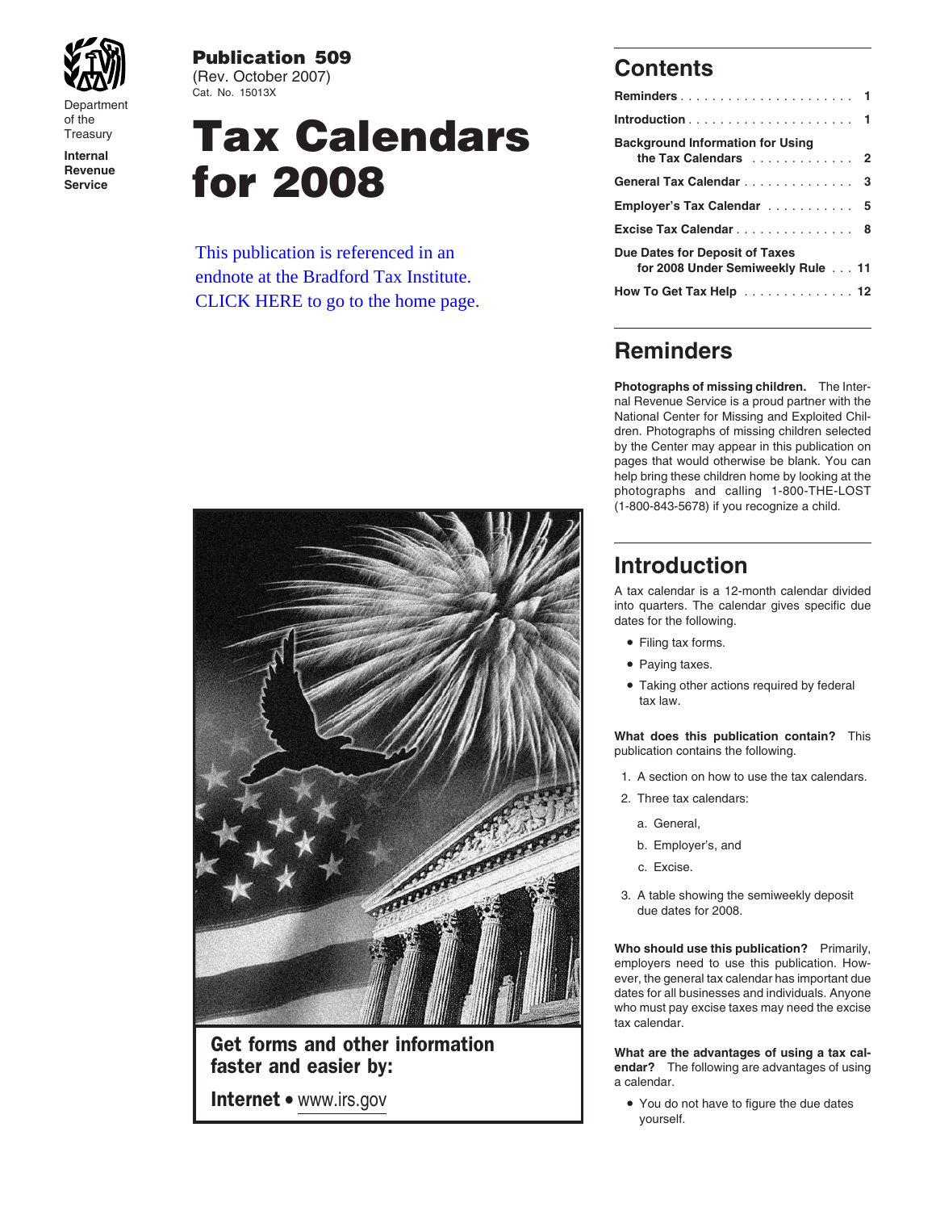Department of the Treasury
**Internal Revenue Service**

**Publication 509**
(Rev. October 2007)
Cat. No. 15013X

# Tax Calendars for 2008

This publication is referenced in an endnote at the Bradford Tax Institute. CLICK HERE to go to the home page.

**Get forms and other information faster and easier by:**

**Internet** • www.irs.gov

## Contents

**Reminders** . . . . . . . . . . . . . . . . . . . . . . 1

**Introduction** . . . . . . . . . . . . . . . . . . . . . 1

**Background Information for Using the Tax Calendars** . . . . . . . . . . . . . 2

**General Tax Calendar** . . . . . . . . . . . . . . 3

**Employer's Tax Calendar** . . . . . . . . . . . 5

**Excise Tax Calendar** . . . . . . . . . . . . . . . 8

**Due Dates for Deposit of Taxes for 2008 Under Semiweekly Rule** . . . 11

**How To Get Tax Help** . . . . . . . . . . . . . . 12

## Reminders

**Photographs of missing children.** The Internal Revenue Service is a proud partner with the National Center for Missing and Exploited Children. Photographs of missing children selected by the Center may appear in this publication on pages that would otherwise be blank. You can help bring these children home by looking at the photographs and calling 1-800-THE-LOST (1-800-843-5678) if you recognize a child.

## Introduction

A tax calendar is a 12-month calendar divided into quarters. The calendar gives specific due dates for the following.

- Filing tax forms.
- Paying taxes.
- Taking other actions required by federal tax law.

**What does this publication contain?** This publication contains the following.

1. A section on how to use the tax calendars.
2. Three tax calendars:
   a. General,
   b. Employer's, and
   c. Excise.
3. A table showing the semiweekly deposit due dates for 2008.

**Who should use this publication?** Primarily, employers need to use this publication. However, the general tax calendar has important due dates for all businesses and individuals. Anyone who must pay excise taxes may need the excise tax calendar.

**What are the advantages of using a tax calendar?** The following are advantages of using a calendar.

- You do not have to figure the due dates yourself.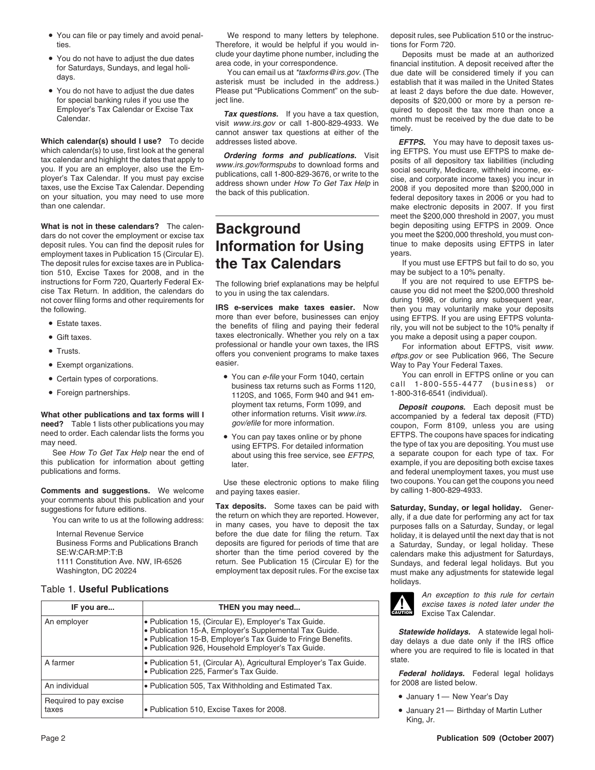- You can file or pay timely and avoid penalties.
- You do not have to adjust the due dates for Saturdays, Sundays, and legal holidays.
- You do not have to adjust the due dates for special banking rules if you use the Employer's Tax Calendar or Excise Tax Calendar.

**Which calendar(s) should I use?** To decide which calendar(s) to use, first look at the general tax calendar and highlight the dates that apply to you. If you are an employer, also use the Employer's Tax Calendar. If you must pay excise taxes, use the Excise Tax Calendar. Depending on your situation, you may need to use more than one calendar.

**What is not in these calendars?** The calendars do not cover the employment or excise tax deposit rules. You can find the deposit rules for employment taxes in Publication 15 (Circular E). The deposit rules for excise taxes are in Publication 510, Excise Taxes for 2008, and in the instructions for Form 720, Quarterly Federal Excise Tax Return. In addition, the calendars do not cover filing forms and other requirements for the following.

- Estate taxes.
- Gift taxes.
- Trusts.
- Exempt organizations.
- Certain types of corporations.
- Foreign partnerships.

**What other publications and tax forms will I need?** Table 1 lists other publications you may need to order. Each calendar lists the forms you may need.

See *How To Get Tax Help* near the end of this publication for information about getting publications and forms.

**Comments and suggestions.** We welcome your comments about this publication and your suggestions for future editions.

You can write to us at the following address:

Internal Revenue Service
Business Forms and Publications Branch
SE:W:CAR:MP:T:B
1111 Constitution Ave. NW, IR-6526
Washington, DC 20224

Table 1. **Useful Publications**

| IF you are... | THEN you may need... |
|---|---|
| An employer | • Publication 15, (Circular E), Employer's Tax Guide.<br>• Publication 15-A, Employer's Supplemental Tax Guide.<br>• Publication 15-B, Employer's Tax Guide to Fringe Benefits.<br>• Publication 926, Household Employer's Tax Guide. |
| A farmer | • Publication 51, (Circular A), Agricultural Employer's Tax Guide.<br>• Publication 225, Farmer's Tax Guide. |
| An individual | • Publication 505, Tax Withholding and Estimated Tax. |
| Required to pay excise taxes | • Publication 510, Excise Taxes for 2008. |

We respond to many letters by telephone. Therefore, it would be helpful if you would include your daytime phone number, including the area code, in your correspondence.

You can email us at *taxforms@irs.gov*. (The asterisk must be included in the address.) Please put "Publications Comment" on the subject line.

***Tax questions.*** If you have a tax question, visit *www.irs.gov* or call 1-800-829-4933. We cannot answer tax questions at either of the addresses listed above.

***Ordering forms and publications.*** Visit *www.irs.gov/formspubs* to download forms and publications, call 1-800-829-3676, or write to the address shown under *How To Get Tax Help* in the back of this publication.

# Background Information for Using the Tax Calendars

The following brief explanations may be helpful to you in using the tax calendars.

**IRS e-services make taxes easier.** Now more than ever before, businesses can enjoy the benefits of filing and paying their federal taxes electronically. Whether you rely on a tax professional or handle your own taxes, the IRS offers you convenient programs to make taxes easier.

- You can *e-file* your Form 1040, certain business tax returns such as Forms 1120, 1120S, and 1065, Form 940 and 941 employment tax returns, Form 1099, and other information returns. Visit *www.irs.gov/efile* for more information.
- You can pay taxes online or by phone using EFTPS. For detailed information about using this free service, see *EFTPS*, later.

Use these electronic options to make filing and paying taxes easier.

**Tax deposits.** Some taxes can be paid with the return on which they are reported. However, in many cases, you have to deposit the tax before the due date for filing the return. Tax deposits are figured for periods of time that are shorter than the time period covered by the return. See Publication 15 (Circular E) for the employment tax deposit rules. For the excise tax deposit rules, see Publication 510 or the instructions for Form 720.

Deposits must be made at an authorized financial institution. A deposit received after the due date will be considered timely if you can establish that it was mailed in the United States at least 2 days before the due date. However, deposits of $20,000 or more by a person required to deposit the tax more than once a month must be received by the due date to be timely.

***EFTPS.*** You may have to deposit taxes using EFTPS. You must use EFTPS to make deposits of all depository tax liabilities (including social security, Medicare, withheld income, excise, and corporate income taxes) you incur in 2008 if you deposited more than $200,000 in federal depository taxes in 2006 or you had to make electronic deposits in 2007. If you first meet the $200,000 threshold in 2007, you must begin depositing using EFTPS in 2009. Once you meet the $200,000 threshold, you must continue to make deposits using EFTPS in later years.

If you must use EFTPS but fail to do so, you may be subject to a 10% penalty.

If you are not required to use EFTPS because you did not meet the $200,000 threshold during 1998, or during any subsequent year, then you may voluntarily make your deposits using EFTPS. If you are using EFTPS voluntarily, you will not be subject to the 10% penalty if you make a deposit using a paper coupon.

For information about EFTPS, visit *www.eftps.gov* or see Publication 966, The Secure Way to Pay Your Federal Taxes.

You can enroll in EFTPS online or you can call 1-800-555-4477 (business) or 1-800-316-6541 (individual).

***Deposit coupons.*** Each deposit must be accompanied by a federal tax deposit (FTD) coupon, Form 8109, unless you are using EFTPS. The coupons have spaces for indicating the type of tax you are depositing. You must use a separate coupon for each type of tax. For example, if you are depositing both excise taxes and federal unemployment taxes, you must use two coupons. You can get the coupons you need by calling 1-800-829-4933.

**Saturday, Sunday, or legal holiday.** Generally, if a due date for performing any act for tax purposes falls on a Saturday, Sunday, or legal holiday, it is delayed until the next day that is not a Saturday, Sunday, or legal holiday. These calendars make this adjustment for Saturdays, Sundays, and federal legal holidays. But you must make any adjustments for statewide legal holidays.

**CAUTION:** *An exception to this rule for certain excise taxes is noted later under the Excise Tax Calendar.*

***Statewide holidays.*** A statewide legal holiday delays a due date only if the IRS office where you are required to file is located in that state.

***Federal holidays.*** Federal legal holidays for 2008 are listed below.

- January 1 — New Year's Day
- January 21 — Birthday of Martin Luther King, Jr.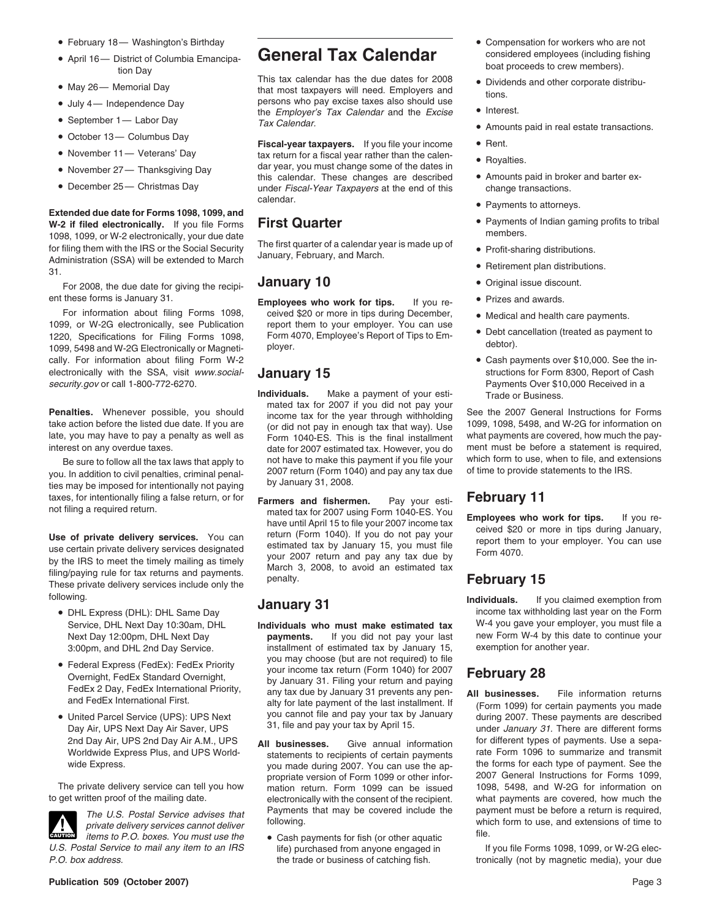- February 18— Washington's Birthday
- April 16— District of Columbia Emancipation Day
- May 26— Memorial Day
- July 4— Independence Day
- September 1— Labor Day
- October 13— Columbus Day
- November 11— Veterans' Day
- November 27— Thanksgiving Day
- December 25— Christmas Day

**Extended due date for Forms 1098, 1099, and W-2 if filed electronically.** If you file Forms 1098, 1099, or W-2 electronically, your due date for filing them with the IRS or the Social Security Administration (SSA) will be extended to March 31.

For 2008, the due date for giving the recipient these forms is January 31.

For information about filing Forms 1098, 1099, or W-2G electronically, see Publication 1220, Specifications for Filing Forms 1098, 1099, 5498 and W-2G Electronically or Magnetically. For information about filing Form W-2 electronically with the SSA, visit *www.socialsecurity.gov* or call 1-800-772-6270.

**Penalties.** Whenever possible, you should take action before the listed due date. If you are late, you may have to pay a penalty as well as interest on any overdue taxes.

Be sure to follow all the tax laws that apply to you. In addition to civil penalties, criminal penalties may be imposed for intentionally not paying taxes, for intentionally filing a false return, or for not filing a required return.

**Use of private delivery services.** You can use certain private delivery services designated by the IRS to meet the timely mailing as timely filing/paying rule for tax returns and payments. These private delivery services include only the following.

- DHL Express (DHL): DHL Same Day Service, DHL Next Day 10:30am, DHL Next Day 12:00pm, DHL Next Day 3:00pm, and DHL 2nd Day Service.
- Federal Express (FedEx): FedEx Priority Overnight, FedEx Standard Overnight, FedEx 2 Day, FedEx International Priority, and FedEx International First.
- United Parcel Service (UPS): UPS Next Day Air, UPS Next Day Air Saver, UPS 2nd Day Air, UPS 2nd Day Air A.M., UPS Worldwide Express Plus, and UPS Worldwide Express.

The private delivery service can tell you how to get written proof of the mailing date.

CAUTION: *The U.S. Postal Service advises that private delivery services cannot deliver items to P.O. boxes. You must use the U.S. Postal Service to mail any item to an IRS P.O. box address.*

# General Tax Calendar

This tax calendar has the due dates for 2008 that most taxpayers will need. Employers and persons who pay excise taxes also should use the *Employer's Tax Calendar* and the *Excise Tax Calendar.*

**Fiscal-year taxpayers.** If you file your income tax return for a fiscal year rather than the calendar year, you must change some of the dates in this calendar. These changes are described under *Fiscal-Year Taxpayers* at the end of this calendar.

## First Quarter

The first quarter of a calendar year is made up of January, February, and March.

### January 10

**Employees who work for tips.** If you received $20 or more in tips during December, report them to your employer. You can use Form 4070, Employee's Report of Tips to Employer.

### January 15

**Individuals.** Make a payment of your estimated tax for 2007 if you did not pay your income tax for the year through withholding (or did not pay in enough tax that way). Use Form 1040-ES. This is the final installment date for 2007 estimated tax. However, you do not have to make this payment if you file your 2007 return (Form 1040) and pay any tax due by January 31, 2008.

**Farmers and fishermen.** Pay your estimated tax for 2007 using Form 1040-ES. You have until April 15 to file your 2007 income tax return (Form 1040). If you do not pay your estimated tax by January 15, you must file your 2007 return and pay any tax due by March 3, 2008, to avoid an estimated tax penalty.

### January 31

**Individuals who must make estimated tax payments.** If you did not pay your last installment of estimated tax by January 15, you may choose (but are not required) to file your income tax return (Form 1040) for 2007 by January 31. Filing your return and paying any tax due by January 31 prevents any penalty for late payment of the last installment. If you cannot file and pay your tax by January 31, file and pay your tax by April 15.

**All businesses.** Give annual information statements to recipients of certain payments you made during 2007. You can use the appropriate version of Form 1099 or other information return. Form 1099 can be issued electronically with the consent of the recipient. Payments that may be covered include the following.

- Cash payments for fish (or other aquatic life) purchased from anyone engaged in the trade or business of catching fish.
- Compensation for workers who are not considered employees (including fishing boat proceeds to crew members).
- Dividends and other corporate distributions.
- Interest.
- Amounts paid in real estate transactions.
- Rent.
- Royalties.
- Amounts paid in broker and barter exchange transactions.
- Payments to attorneys.
- Payments of Indian gaming profits to tribal members.
- Profit-sharing distributions.
- Retirement plan distributions.
- Original issue discount.
- Prizes and awards.
- Medical and health care payments.
- Debt cancellation (treated as payment to debtor).
- Cash payments over $10,000. See the instructions for Form 8300, Report of Cash Payments Over $10,000 Received in a Trade or Business.

See the 2007 General Instructions for Forms 1099, 1098, 5498, and W-2G for information on what payments are covered, how much the payment must be before a statement is required, which form to use, when to file, and extensions of time to provide statements to the IRS.

### February 11

**Employees who work for tips.** If you received $20 or more in tips during January, report them to your employer. You can use Form 4070.

### February 15

**Individuals.** If you claimed exemption from income tax withholding last year on the Form W-4 you gave your employer, you must file a new Form W-4 by this date to continue your exemption for another year.

### February 28

**All businesses.** File information returns (Form 1099) for certain payments you made during 2007. These payments are described under *January 31.* There are different forms for different types of payments. Use a separate Form 1096 to summarize and transmit the forms for each type of payment. See the 2007 General Instructions for Forms 1099, 1098, 5498, and W-2G for information on what payments are covered, how much the payment must be before a return is required, which form to use, and extensions of time to file.

If you file Forms 1098, 1099, or W-2G electronically (not by magnetic media), your due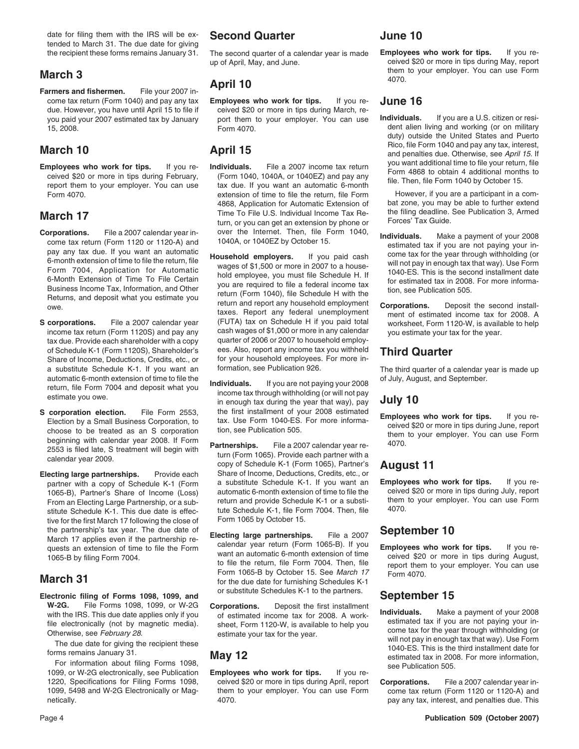date for filing them with the IRS will be extended to March 31. The due date for giving the recipient these forms remains January 31.

## March 3

**Farmers and fishermen.** File your 2007 income tax return (Form 1040) and pay any tax due. However, you have until April 15 to file if you paid your 2007 estimated tax by January 15, 2008.

## March 10

**Employees who work for tips.** If you received $20 or more in tips during February, report them to your employer. You can use Form 4070.

## March 17

**Corporations.** File a 2007 calendar year income tax return (Form 1120 or 1120-A) and pay any tax due. If you want an automatic 6-month extension of time to file the return, file Form 7004, Application for Automatic 6-Month Extension of Time To File Certain Business Income Tax, Information, and Other Returns, and deposit what you estimate you owe.

**S corporations.** File a 2007 calendar year income tax return (Form 1120S) and pay any tax due. Provide each shareholder with a copy of Schedule K-1 (Form 1120S), Shareholder's Share of Income, Deductions, Credits, etc., or a substitute Schedule K-1. If you want an automatic 6-month extension of time to file the return, file Form 7004 and deposit what you estimate you owe.

**S corporation election.** File Form 2553, Election by a Small Business Corporation, to choose to be treated as an S corporation beginning with calendar year 2008. If Form 2553 is filed late, S treatment will begin with calendar year 2009.

**Electing large partnerships.** Provide each partner with a copy of Schedule K-1 (Form 1065-B), Partner's Share of Income (Loss) From an Electing Large Partnership, or a substitute Schedule K-1. This due date is effective for the first March 17 following the close of the partnership's tax year. The due date of March 17 applies even if the partnership requests an extension of time to file the Form 1065-B by filing Form 7004.

## March 31

**Electronic filing of Forms 1098, 1099, and W-2G.** File Forms 1098, 1099, or W-2G with the IRS. This due date applies only if you file electronically (not by magnetic media). Otherwise, see *February 28*.

The due date for giving the recipient these forms remains January 31.

For information about filing Forms 1098, 1099, or W-2G electronically, see Publication 1220, Specifications for Filing Forms 1098, 1099, 5498 and W-2G Electronically or Magnetically.

# Second Quarter

The second quarter of a calendar year is made up of April, May, and June.

## April 10

**Employees who work for tips.** If you received $20 or more in tips during March, report them to your employer. You can use Form 4070.

## April 15

**Individuals.** File a 2007 income tax return (Form 1040, 1040A, or 1040EZ) and pay any tax due. If you want an automatic 6-month extension of time to file the return, file Form 4868, Application for Automatic Extension of Time To File U.S. Individual Income Tax Return, or you can get an extension by phone or over the Internet. Then, file Form 1040, 1040A, or 1040EZ by October 15.

**Household employers.** If you paid cash wages of $1,500 or more in 2007 to a household employee, you must file Schedule H. If you are required to file a federal income tax return (Form 1040), file Schedule H with the return and report any household employment taxes. Report any federal unemployment (FUTA) tax on Schedule H if you paid total cash wages of $1,000 or more in any calendar quarter of 2006 or 2007 to household employees. Also, report any income tax you withheld for your household employees. For more information, see Publication 926.

**Individuals.** If you are not paying your 2008 income tax through withholding (or will not pay in enough tax during the year that way), pay the first installment of your 2008 estimated tax. Use Form 1040-ES. For more information, see Publication 505.

**Partnerships.** File a 2007 calendar year return (Form 1065). Provide each partner with a copy of Schedule K-1 (Form 1065), Partner's Share of Income, Deductions, Credits, etc., or a substitute Schedule K-1. If you want an automatic 6-month extension of time to file the return and provide Schedule K-1 or a substitute Schedule K-1, file Form 7004. Then, file Form 1065 by October 15.

**Electing large partnerships.** File a 2007 calendar year return (Form 1065-B). If you want an automatic 6-month extension of time to file the return, file Form 7004. Then, file Form 1065-B by October 15. See *March 17* for the due date for furnishing Schedules K-1 or substitute Schedules K-1 to the partners.

**Corporations.** Deposit the first installment of estimated income tax for 2008. A worksheet, Form 1120-W, is available to help you estimate your tax for the year.

## May 12

**Employees who work for tips.** If you received $20 or more in tips during April, report them to your employer. You can use Form 4070.

## June 10

**Employees who work for tips.** If you received $20 or more in tips during May, report them to your employer. You can use Form 4070.

## June 16

**Individuals.** If you are a U.S. citizen or resident alien living and working (or on military duty) outside the United States and Puerto Rico, file Form 1040 and pay any tax, interest, and penalties due. Otherwise, see *April 15*. If you want additional time to file your return, file Form 4868 to obtain 4 additional months to file. Then, file Form 1040 by October 15.

However, if you are a participant in a combat zone, you may be able to further extend the filing deadline. See Publication 3, Armed Forces' Tax Guide.

**Individuals.** Make a payment of your 2008 estimated tax if you are not paying your income tax for the year through withholding (or will not pay in enough tax that way). Use Form 1040-ES. This is the second installment date for estimated tax in 2008. For more information, see Publication 505.

**Corporations.** Deposit the second installment of estimated income tax for 2008. A worksheet, Form 1120-W, is available to help you estimate your tax for the year.

# Third Quarter

The third quarter of a calendar year is made up of July, August, and September.

## July 10

**Employees who work for tips.** If you received $20 or more in tips during June, report them to your employer. You can use Form 4070.

## August 11

**Employees who work for tips.** If you received $20 or more in tips during July, report them to your employer. You can use Form 4070.

## September 10

**Employees who work for tips.** If you received $20 or more in tips during August, report them to your employer. You can use Form 4070.

## September 15

**Individuals.** Make a payment of your 2008 estimated tax if you are not paying your income tax for the year through withholding (or will not pay in enough tax that way). Use Form 1040-ES. This is the third installment date for estimated tax in 2008. For more information, see Publication 505.

**Corporations.** File a 2007 calendar year income tax return (Form 1120 or 1120-A) and pay any tax, interest, and penalties due. This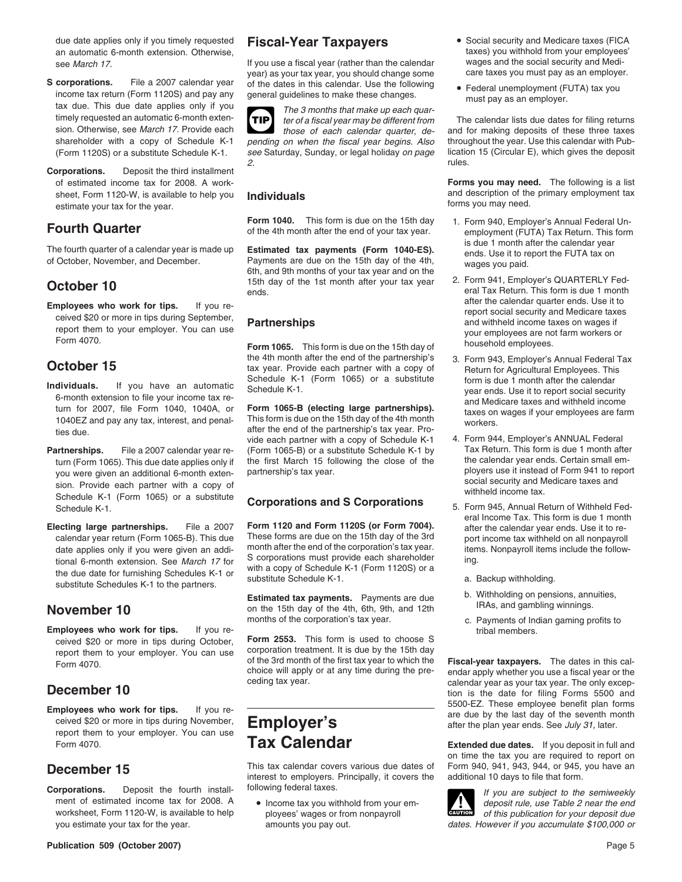due date applies only if you timely requested an automatic 6-month extension. Otherwise, see *March 17*.

**S corporations.** File a 2007 calendar year income tax return (Form 1120S) and pay any tax due. This due date applies only if you timely requested an automatic 6-month extension. Otherwise, see *March 17*. Provide each shareholder with a copy of Schedule K-1 (Form 1120S) or a substitute Schedule K-1.

**Corporations.** Deposit the third installment of estimated income tax for 2008. A worksheet, Form 1120-W, is available to help you estimate your tax for the year.

## Fourth Quarter

The fourth quarter of a calendar year is made up of October, November, and December.

## October 10

**Employees who work for tips.** If you received $20 or more in tips during September, report them to your employer. You can use Form 4070.

## October 15

**Individuals.** If you have an automatic 6-month extension to file your income tax return for 2007, file Form 1040, 1040A, or 1040EZ and pay any tax, interest, and penalties due.

**Partnerships.** File a 2007 calendar year return (Form 1065). This due date applies only if you were given an additional 6-month extension. Provide each partner with a copy of Schedule K-1 (Form 1065) or a substitute Schedule K-1.

**Electing large partnerships.** File a 2007 calendar year return (Form 1065-B). This due date applies only if you were given an additional 6-month extension. See *March 17* for the due date for furnishing Schedules K-1 or substitute Schedules K-1 to the partners.

## November 10

**Employees who work for tips.** If you received $20 or more in tips during October, report them to your employer. You can use Form 4070.

## December 10

**Employees who work for tips.** If you received $20 or more in tips during November, report them to your employer. You can use Form 4070.

## December 15

**Corporations.** Deposit the fourth installment of estimated income tax for 2008. A worksheet, Form 1120-W, is available to help you estimate your tax for the year.

# Fiscal-Year Taxpayers

If you use a fiscal year (rather than the calendar year) as your tax year, you should change some of the dates in this calendar. Use the following general guidelines to make these changes.

**TIP** *The 3 months that make up each quarter of a fiscal year may be different from those of each calendar quarter, depending on when the fiscal year begins. Also see* Saturday, Sunday, or legal holiday *on page 2.*

## Individuals

**Form 1040.** This form is due on the 15th day of the 4th month after the end of your tax year.

**Estimated tax payments (Form 1040-ES).** Payments are due on the 15th day of the 4th, 6th, and 9th months of your tax year and on the 15th day of the 1st month after your tax year ends.

## Partnerships

**Form 1065.** This form is due on the 15th day of the 4th month after the end of the partnership's tax year. Provide each partner with a copy of Schedule K-1 (Form 1065) or a substitute Schedule K-1.

**Form 1065-B (electing large partnerships).** This form is due on the 15th day of the 4th month after the end of the partnership's tax year. Provide each partner with a copy of Schedule K-1 (Form 1065-B) or a substitute Schedule K-1 by the first March 15 following the close of the partnership's tax year.

## Corporations and S Corporations

**Form 1120 and Form 1120S (or Form 7004).** These forms are due on the 15th day of the 3rd month after the end of the corporation's tax year. S corporations must provide each shareholder with a copy of Schedule K-1 (Form 1120S) or a substitute Schedule K-1.

**Estimated tax payments.** Payments are due on the 15th day of the 4th, 6th, 9th, and 12th months of the corporation's tax year.

**Form 2553.** This form is used to choose S corporation treatment. It is due by the 15th day of the 3rd month of the first tax year to which the choice will apply or at any time during the preceding tax year.

# Employer's Tax Calendar

This tax calendar covers various due dates of interest to employers. Principally, it covers the following federal taxes.

- Income tax you withhold from your employees' wages or from nonpayroll amounts you pay out.
- Social security and Medicare taxes (FICA taxes) you withhold from your employees' wages and the social security and Medicare taxes you must pay as an employer.
- Federal unemployment (FUTA) tax you must pay as an employer.

The calendar lists due dates for filing returns and for making deposits of these three taxes throughout the year. Use this calendar with Publication 15 (Circular E), which gives the deposit rules.

**Forms you may need.** The following is a list and description of the primary employment tax forms you may need.

1. Form 940, Employer's Annual Federal Unemployment (FUTA) Tax Return. This form is due 1 month after the calendar year ends. Use it to report the FUTA tax on wages you paid.
2. Form 941, Employer's QUARTERLY Federal Tax Return. This form is due 1 month after the calendar quarter ends. Use it to report social security and Medicare taxes and withheld income taxes on wages if your employees are not farm workers or household employees.
3. Form 943, Employer's Annual Federal Tax Return for Agricultural Employees. This form is due 1 month after the calendar year ends. Use it to report social security and Medicare taxes and withheld income taxes on wages if your employees are farm workers.
4. Form 944, Employer's ANNUAL Federal Tax Return. This form is due 1 month after the calendar year ends. Certain small employers use it instead of Form 941 to report social security and Medicare taxes and withheld income tax.
5. Form 945, Annual Return of Withheld Federal Income Tax. This form is due 1 month after the calendar year ends. Use it to report income tax withheld on all nonpayroll items. Nonpayroll items include the following.
   a. Backup withholding.
   b. Withholding on pensions, annuities, IRAs, and gambling winnings.
   c. Payments of Indian gaming profits to tribal members.

**Fiscal-year taxpayers.** The dates in this calendar apply whether you use a fiscal year or the calendar year as your tax year. The only exception is the date for filing Forms 5500 and 5500-EZ. These employee benefit plan forms are due by the last day of the seventh month after the plan year ends. See *July 31,* later.

**Extended due dates.** If you deposit in full and on time the tax you are required to report on Form 940, 941, 943, 944, or 945, you have an additional 10 days to file that form.

**CAUTION** *If you are subject to the semiweekly deposit rule, use Table 2 near the end of this publication for your deposit due dates. However if you accumulate $100,000 or*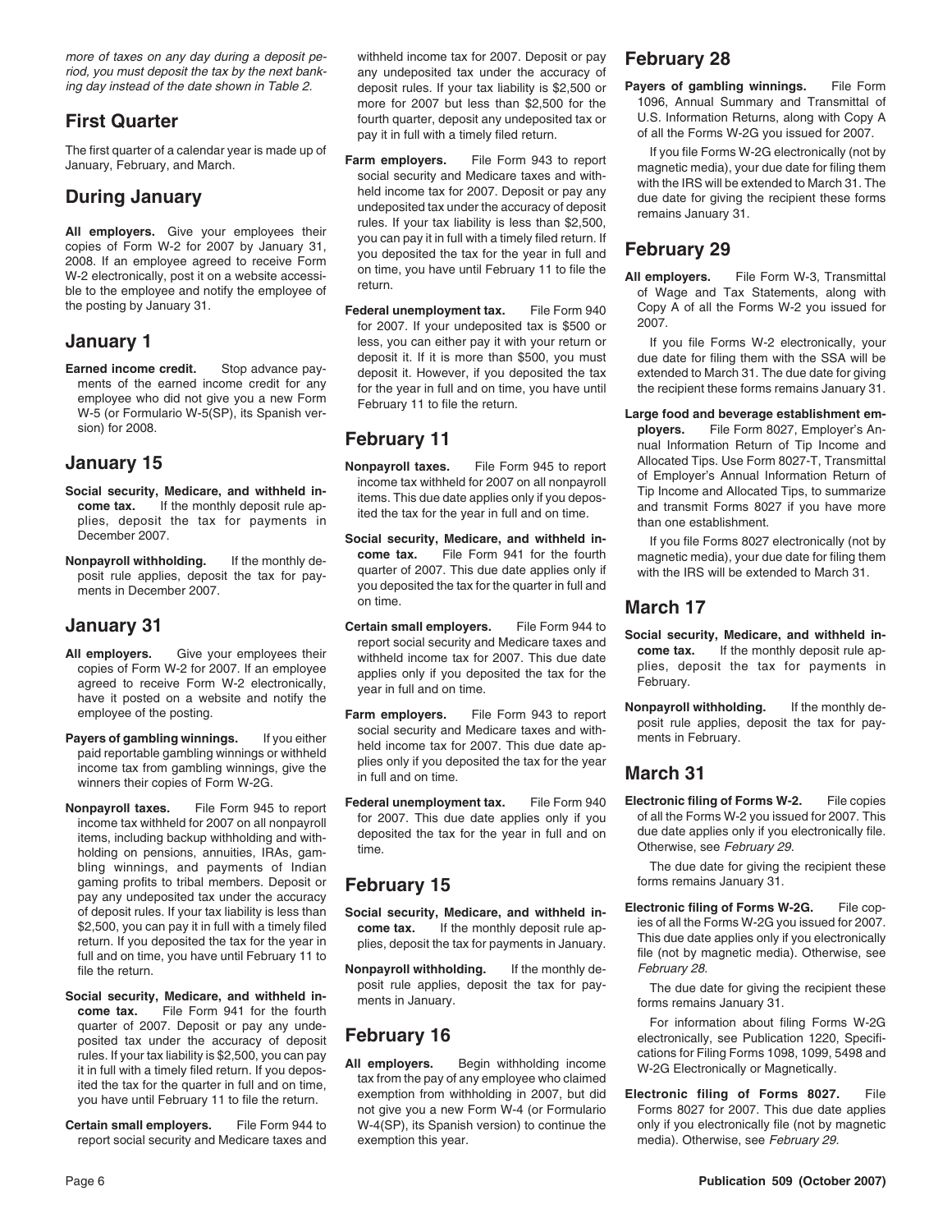*more of taxes on any day during a deposit period, you must deposit the tax by the next banking day instead of the date shown in Table 2.*

## First Quarter

The first quarter of a calendar year is made up of January, February, and March.

## During January

**All employers.** Give your employees their copies of Form W-2 for 2007 by January 31, 2008. If an employee agreed to receive Form W-2 electronically, post it on a website accessible to the employee and notify the employee of the posting by January 31.

## January 1

**Earned income credit.** Stop advance payments of the earned income credit for any employee who did not give you a new Form W-5 (or Formulario W-5(SP), its Spanish version) for 2008.

## January 15

**Social security, Medicare, and withheld income tax.** If the monthly deposit rule applies, deposit the tax for payments in December 2007.

**Nonpayroll withholding.** If the monthly deposit rule applies, deposit the tax for payments in December 2007.

## January 31

**All employers.** Give your employees their copies of Form W-2 for 2007. If an employee agreed to receive Form W-2 electronically, have it posted on a website and notify the employee of the posting.

**Payers of gambling winnings.** If you either paid reportable gambling winnings or withheld income tax from gambling winnings, give the winners their copies of Form W-2G.

**Nonpayroll taxes.** File Form 945 to report income tax withheld for 2007 on all nonpayroll items, including backup withholding and withholding on pensions, annuities, IRAs, gambling winnings, and payments of Indian gaming profits to tribal members. Deposit or pay any undeposited tax under the accuracy of deposit rules. If your tax liability is less than $2,500, you can pay it in full with a timely filed return. If you deposited the tax for the year in full and on time, you have until February 11 to file the return.

**Social security, Medicare, and withheld income tax.** File Form 941 for the fourth quarter of 2007. Deposit or pay any undeposited tax under the accuracy of deposit rules. If your tax liability is $2,500, you can pay it in full with a timely filed return. If you deposited the tax for the quarter in full and on time, you have until February 11 to file the return.

**Certain small employers.** File Form 944 to report social security and Medicare taxes and withheld income tax for 2007. Deposit or pay any undeposited tax under the accuracy of deposit rules. If your tax liability is $2,500 or more for 2007 but less than $2,500 for the fourth quarter, deposit any undeposited tax or pay it in full with a timely filed return.

**Farm employers.** File Form 943 to report social security and Medicare taxes and withheld income tax for 2007. Deposit or pay any undeposited tax under the accuracy of deposit rules. If your tax liability is less than $2,500, you can pay it in full with a timely filed return. If you deposited the tax for the year in full and on time, you have until February 11 to file the return.

**Federal unemployment tax.** File Form 940 for 2007. If your undeposited tax is $500 or less, you can either pay it with your return or deposit it. If it is more than $500, you must deposit it. However, if you deposited the tax for the year in full and on time, you have until February 11 to file the return.

## February 11

**Nonpayroll taxes.** File Form 945 to report income tax withheld for 2007 on all nonpayroll items. This due date applies only if you deposited the tax for the year in full and on time.

**Social security, Medicare, and withheld income tax.** File Form 941 for the fourth quarter of 2007. This due date applies only if you deposited the tax for the quarter in full and on time.

**Certain small employers.** File Form 944 to report social security and Medicare taxes and withheld income tax for 2007. This due date applies only if you deposited the tax for the year in full and on time.

**Farm employers.** File Form 943 to report social security and Medicare taxes and withheld income tax for 2007. This due date applies only if you deposited the tax for the year in full and on time.

**Federal unemployment tax.** File Form 940 for 2007. This due date applies only if you deposited the tax for the year in full and on time.

## February 15

**Social security, Medicare, and withheld income tax.** If the monthly deposit rule applies, deposit the tax for payments in January.

**Nonpayroll withholding.** If the monthly deposit rule applies, deposit the tax for payments in January.

## February 16

**All employers.** Begin withholding income tax from the pay of any employee who claimed exemption from withholding in 2007, but did not give you a new Form W-4 (or Formulario W-4(SP), its Spanish version) to continue the exemption this year.

## February 28

**Payers of gambling winnings.** File Form 1096, Annual Summary and Transmittal of U.S. Information Returns, along with Copy A of all the Forms W-2G you issued for 2007.

If you file Forms W-2G electronically (not by magnetic media), your due date for filing them with the IRS will be extended to March 31. The due date for giving the recipient these forms remains January 31.

## February 29

**All employers.** File Form W-3, Transmittal of Wage and Tax Statements, along with Copy A of all the Forms W-2 you issued for 2007.

If you file Forms W-2 electronically, your due date for filing them with the SSA will be extended to March 31. The due date for giving the recipient these forms remains January 31.

**Large food and beverage establishment employers.** File Form 8027, Employer's Annual Information Return of Tip Income and Allocated Tips. Use Form 8027-T, Transmittal of Employer's Annual Information Return of Tip Income and Allocated Tips, to summarize and transmit Forms 8027 if you have more than one establishment.

If you file Forms 8027 electronically (not by magnetic media), your due date for filing them with the IRS will be extended to March 31.

## March 17

**Social security, Medicare, and withheld income tax.** If the monthly deposit rule applies, deposit the tax for payments in February.

**Nonpayroll withholding.** If the monthly deposit rule applies, deposit the tax for payments in February.

## March 31

**Electronic filing of Forms W-2.** File copies of all the Forms W-2 you issued for 2007. This due date applies only if you electronically file. Otherwise, see *February 29.*

The due date for giving the recipient these forms remains January 31.

**Electronic filing of Forms W-2G.** File copies of all the Forms W-2G you issued for 2007. This due date applies only if you electronically file (not by magnetic media). Otherwise, see *February 28.*

The due date for giving the recipient these forms remains January 31.

For information about filing Forms W-2G electronically, see Publication 1220, Specifications for Filing Forms 1098, 1099, 5498 and W-2G Electronically or Magnetically.

**Electronic filing of Forms 8027.** File Forms 8027 for 2007. This due date applies only if you electronically file (not by magnetic media). Otherwise, see *February 29.*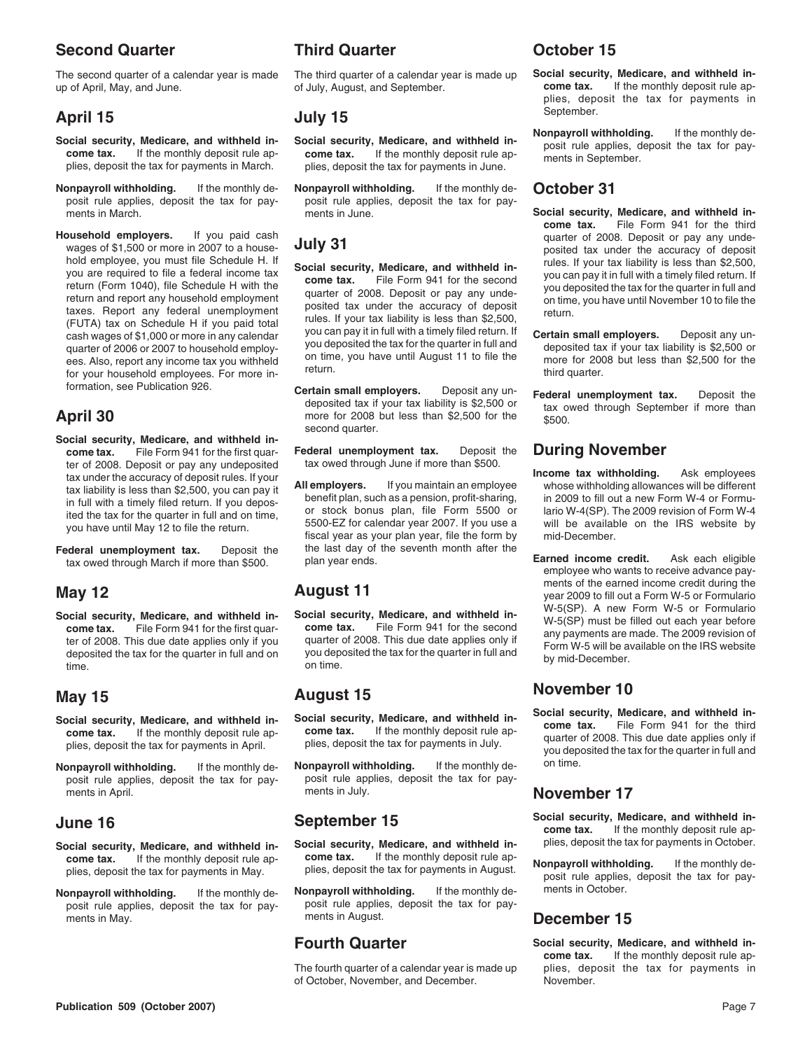## Second Quarter

The second quarter of a calendar year is made up of April, May, and June.

### April 15

**Social security, Medicare, and withheld income tax.** If the monthly deposit rule applies, deposit the tax for payments in March.

**Nonpayroll withholding.** If the monthly deposit rule applies, deposit the tax for payments in March.

**Household employers.** If you paid cash wages of $1,500 or more in 2007 to a household employee, you must file Schedule H. If you are required to file a federal income tax return (Form 1040), file Schedule H with the return and report any household employment taxes. Report any federal unemployment (FUTA) tax on Schedule H if you paid total cash wages of $1,000 or more in any calendar quarter of 2006 or 2007 to household employees. Also, report any income tax you withheld for your household employees. For more information, see Publication 926.

### April 30

**Social security, Medicare, and withheld income tax.** File Form 941 for the first quarter of 2008. Deposit or pay any undeposited tax under the accuracy of deposit rules. If your tax liability is less than $2,500, you can pay it in full with a timely filed return. If you deposited the tax for the quarter in full and on time, you have until May 12 to file the return.

**Federal unemployment tax.** Deposit the tax owed through March if more than $500.

### May 12

**Social security, Medicare, and withheld income tax.** File Form 941 for the first quarter of 2008. This due date applies only if you deposited the tax for the quarter in full and on time.

### May 15

**Social security, Medicare, and withheld income tax.** If the monthly deposit rule applies, deposit the tax for payments in April.

**Nonpayroll withholding.** If the monthly deposit rule applies, deposit the tax for payments in April.

### June 16

**Social security, Medicare, and withheld income tax.** If the monthly deposit rule applies, deposit the tax for payments in May.

**Nonpayroll withholding.** If the monthly deposit rule applies, deposit the tax for payments in May.

## Third Quarter

The third quarter of a calendar year is made up of July, August, and September.

### July 15

**Social security, Medicare, and withheld income tax.** If the monthly deposit rule applies, deposit the tax for payments in June.

**Nonpayroll withholding.** If the monthly deposit rule applies, deposit the tax for payments in June.

### July 31

**Social security, Medicare, and withheld income tax.** File Form 941 for the second quarter of 2008. Deposit or pay any undeposited tax under the accuracy of deposit rules. If your tax liability is less than $2,500, you can pay it in full with a timely filed return. If you deposited the tax for the quarter in full and on time, you have until August 11 to file the return.

**Certain small employers.** Deposit any undeposited tax if your tax liability is $2,500 or more for 2008 but less than $2,500 for the second quarter.

**Federal unemployment tax.** Deposit the tax owed through June if more than $500.

**All employers.** If you maintain an employee benefit plan, such as a pension, profit-sharing, or stock bonus plan, file Form 5500 or 5500-EZ for calendar year 2007. If you use a fiscal year as your plan year, file the form by the last day of the seventh month after the plan year ends.

### August 11

**Social security, Medicare, and withheld income tax.** File Form 941 for the second quarter of 2008. This due date applies only if you deposited the tax for the quarter in full and on time.

### August 15

**Social security, Medicare, and withheld income tax.** If the monthly deposit rule applies, deposit the tax for payments in July.

**Nonpayroll withholding.** If the monthly deposit rule applies, deposit the tax for payments in July.

### September 15

**Social security, Medicare, and withheld income tax.** If the monthly deposit rule applies, deposit the tax for payments in August.

**Nonpayroll withholding.** If the monthly deposit rule applies, deposit the tax for payments in August.

## Fourth Quarter

The fourth quarter of a calendar year is made up of October, November, and December.

### October 15

**Social security, Medicare, and withheld income tax.** If the monthly deposit rule applies, deposit the tax for payments in September.

**Nonpayroll withholding.** If the monthly deposit rule applies, deposit the tax for payments in September.

### October 31

**Social security, Medicare, and withheld income tax.** File Form 941 for the third quarter of 2008. Deposit or pay any undeposited tax under the accuracy of deposit rules. If your tax liability is less than $2,500, you can pay it in full with a timely filed return. If you deposited the tax for the quarter in full and on time, you have until November 10 to file the return.

**Certain small employers.** Deposit any undeposited tax if your tax liability is $2,500 or more for 2008 but less than $2,500 for the third quarter.

**Federal unemployment tax.** Deposit the tax owed through September if more than $500.

### During November

**Income tax withholding.** Ask employees whose withholding allowances will be different in 2009 to fill out a new Form W-4 or Formulario W-4(SP). The 2009 revision of Form W-4 will be available on the IRS website by mid-December.

**Earned income credit.** Ask each eligible employee who wants to receive advance payments of the earned income credit during the year 2009 to fill out a Form W-5 or Formulario W-5(SP). A new Form W-5 or Formulario W-5(SP) must be filled out each year before any payments are made. The 2009 revision of Form W-5 will be available on the IRS website by mid-December.

### November 10

**Social security, Medicare, and withheld income tax.** File Form 941 for the third quarter of 2008. This due date applies only if you deposited the tax for the quarter in full and on time.

### November 17

**Social security, Medicare, and withheld income tax.** If the monthly deposit rule applies, deposit the tax for payments in October.

**Nonpayroll withholding.** If the monthly deposit rule applies, deposit the tax for payments in October.

### December 15

**Social security, Medicare, and withheld income tax.** If the monthly deposit rule applies, deposit the tax for payments in November.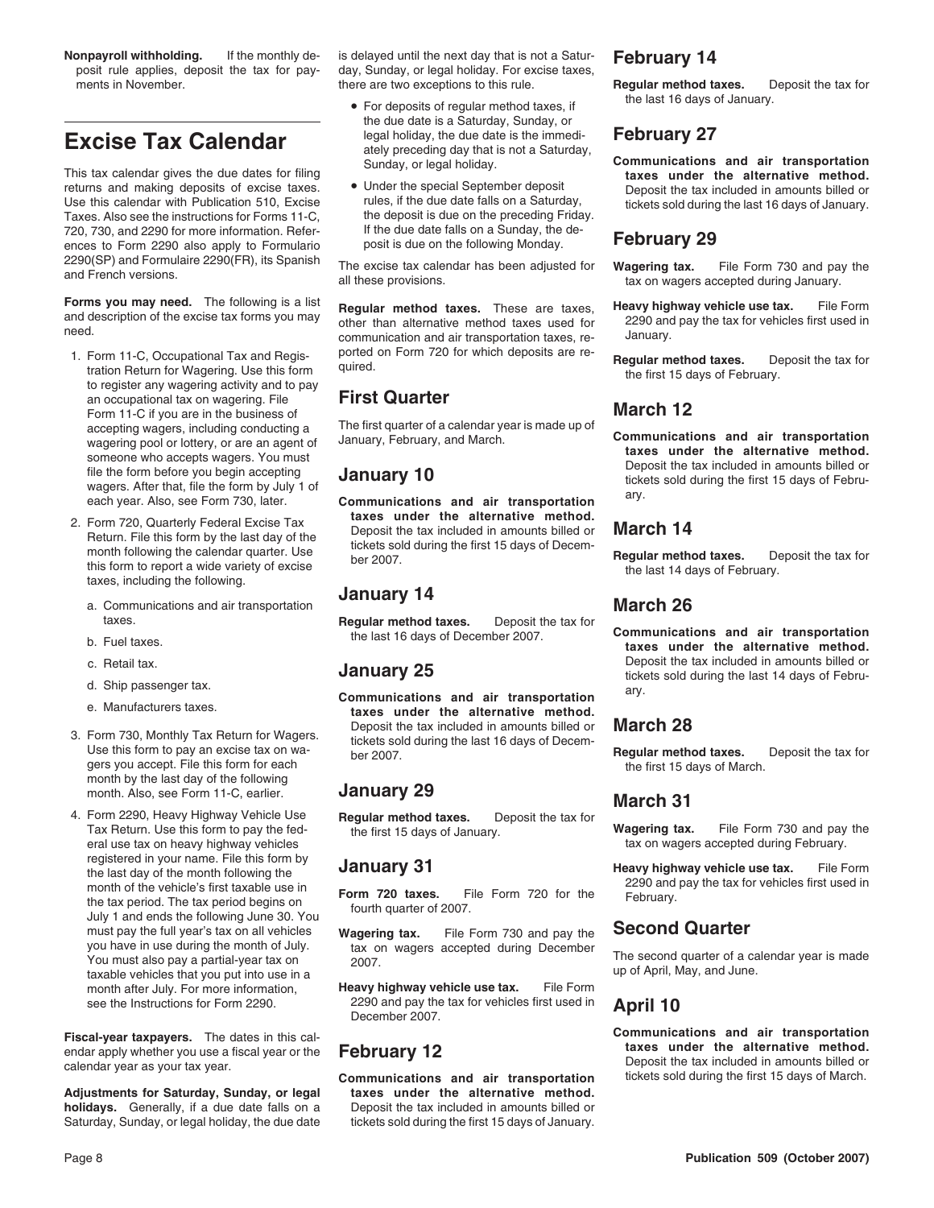**Nonpayroll withholding.** If the monthly deposit rule applies, deposit the tax for payments in November.

# Excise Tax Calendar

This tax calendar gives the due dates for filing returns and making deposits of excise taxes. Use this calendar with Publication 510, Excise Taxes. Also see the instructions for Forms 11-C, 720, 730, and 2290 for more information. References to Form 2290 also apply to Formulario 2290(SP) and Formulaire 2290(FR), its Spanish and French versions.

**Forms you may need.** The following is a list and description of the excise tax forms you may need.

1. Form 11-C, Occupational Tax and Registration Return for Wagering. Use this form to register any wagering activity and to pay an occupational tax on wagering. File Form 11-C if you are in the business of accepting wagers, including conducting a wagering pool or lottery, or are an agent of someone who accepts wagers. You must file the form before you begin accepting wagers. After that, file the form by July 1 of each year. Also, see Form 730, later.
2. Form 720, Quarterly Federal Excise Tax Return. File this form by the last day of the month following the calendar quarter. Use this form to report a wide variety of excise taxes, including the following.
   a. Communications and air transportation taxes.
   b. Fuel taxes.
   c. Retail tax.
   d. Ship passenger tax.
   e. Manufacturers taxes.
3. Form 730, Monthly Tax Return for Wagers. Use this form to pay an excise tax on wagers you accept. File this form for each month by the last day of the following month. Also, see Form 11-C, earlier.
4. Form 2290, Heavy Highway Vehicle Use Tax Return. Use this form to pay the federal use tax on heavy highway vehicles registered in your name. File this form by the last day of the month following the month of the vehicle's first taxable use in the tax period. The tax period begins on July 1 and ends the following June 30. You must pay the full year's tax on all vehicles you have in use during the month of July. You must also pay a partial-year tax on taxable vehicles that you put into use in a month after July. For more information, see the Instructions for Form 2290.

**Fiscal-year taxpayers.** The dates in this calendar apply whether you use a fiscal year or the calendar year as your tax year.

**Adjustments for Saturday, Sunday, or legal holidays.** Generally, if a due date falls on a Saturday, Sunday, or legal holiday, the due date is delayed until the next day that is not a Saturday, Sunday, or legal holiday. For excise taxes, there are two exceptions to this rule.

- For deposits of regular method taxes, if the due date is a Saturday, Sunday, or legal holiday, the due date is the immediately preceding day that is not a Saturday, Sunday, or legal holiday.
- Under the special September deposit rules, if the due date falls on a Saturday, the deposit is due on the preceding Friday. If the due date falls on a Sunday, the deposit is due on the following Monday.

The excise tax calendar has been adjusted for all these provisions.

**Regular method taxes.** These are taxes, other than alternative method taxes used for communication and air transportation taxes, reported on Form 720 for which deposits are required.

## First Quarter

The first quarter of a calendar year is made up of January, February, and March.

### January 10

**Communications and air transportation taxes under the alternative method.** Deposit the tax included in amounts billed or tickets sold during the first 15 days of December 2007.

### January 14

**Regular method taxes.** Deposit the tax for the last 16 days of December 2007.

### January 25

**Communications and air transportation taxes under the alternative method.** Deposit the tax included in amounts billed or tickets sold during the last 16 days of December 2007.

### January 29

**Regular method taxes.** Deposit the tax for the first 15 days of January.

### January 31

**Form 720 taxes.** File Form 720 for the fourth quarter of 2007.

**Wagering tax.** File Form 730 and pay the tax on wagers accepted during December 2007.

**Heavy highway vehicle use tax.** File Form 2290 and pay the tax for vehicles first used in December 2007.

### February 12

**Communications and air transportation taxes under the alternative method.** Deposit the tax included in amounts billed or tickets sold during the first 15 days of January.

### February 14

**Regular method taxes.** Deposit the tax for the last 16 days of January.

### February 27

**Communications and air transportation taxes under the alternative method.** Deposit the tax included in amounts billed or tickets sold during the last 16 days of January.

### February 29

**Wagering tax.** File Form 730 and pay the tax on wagers accepted during January.

**Heavy highway vehicle use tax.** File Form 2290 and pay the tax for vehicles first used in January.

**Regular method taxes.** Deposit the tax for the first 15 days of February.

### March 12

**Communications and air transportation taxes under the alternative method.** Deposit the tax included in amounts billed or tickets sold during the first 15 days of February.

### March 14

**Regular method taxes.** Deposit the tax for the last 14 days of February.

### March 26

**Communications and air transportation taxes under the alternative method.** Deposit the tax included in amounts billed or tickets sold during the last 14 days of February.

### March 28

**Regular method taxes.** Deposit the tax for the first 15 days of March.

### March 31

**Wagering tax.** File Form 730 and pay the tax on wagers accepted during February.

**Heavy highway vehicle use tax.** File Form 2290 and pay the tax for vehicles first used in February.

## Second Quarter

The second quarter of a calendar year is made up of April, May, and June.

### April 10

**Communications and air transportation taxes under the alternative method.** Deposit the tax included in amounts billed or tickets sold during the first 15 days of March.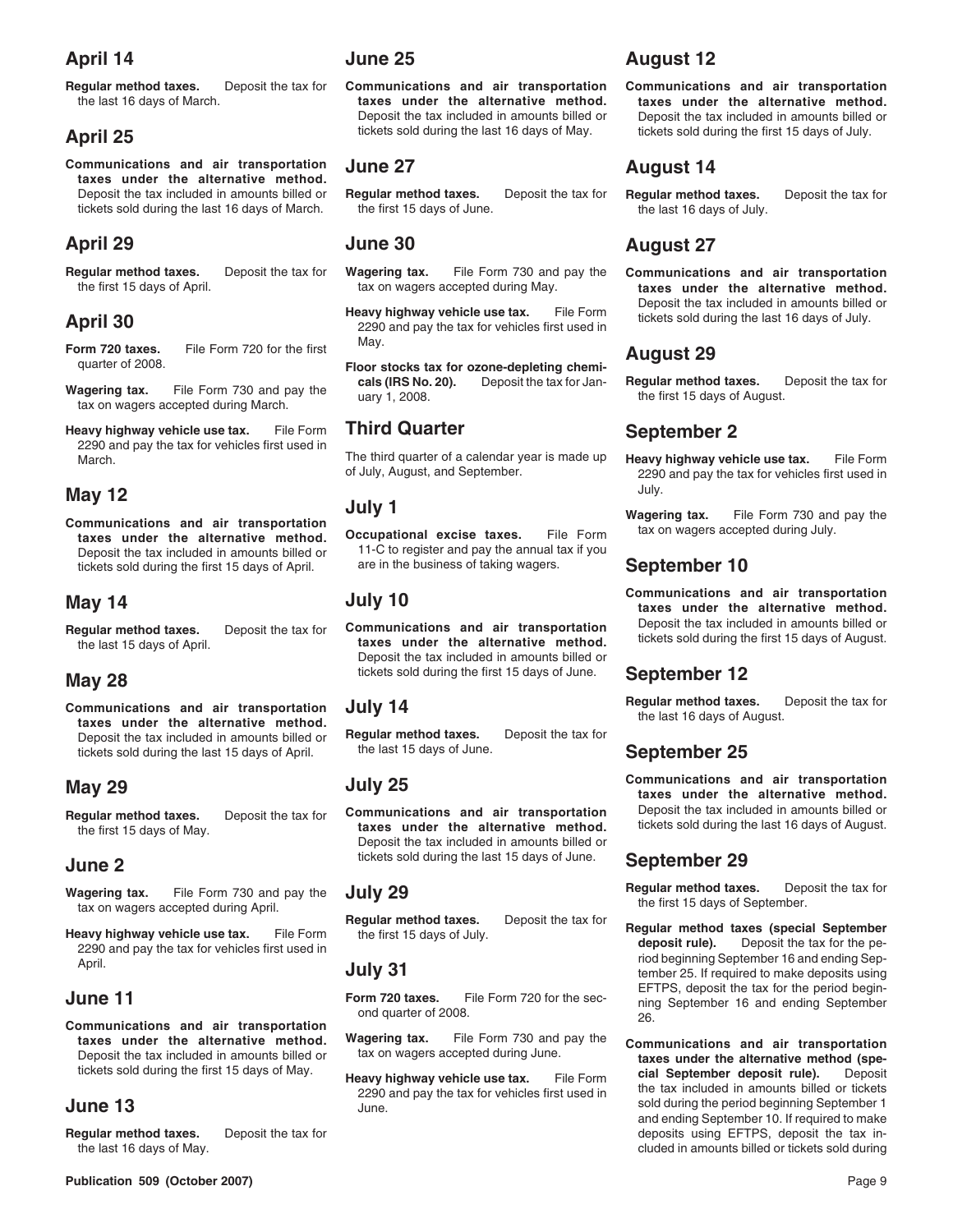## April 14

**Regular method taxes.** Deposit the tax for the last 16 days of March.

## April 25

**Communications and air transportation taxes under the alternative method.** Deposit the tax included in amounts billed or tickets sold during the last 16 days of March.

## April 29

**Regular method taxes.** Deposit the tax for the first 15 days of April.

## April 30

**Form 720 taxes.** File Form 720 for the first quarter of 2008.

**Wagering tax.** File Form 730 and pay the tax on wagers accepted during March.

**Heavy highway vehicle use tax.** File Form 2290 and pay the tax for vehicles first used in March.

## May 12

**Communications and air transportation taxes under the alternative method.** Deposit the tax included in amounts billed or tickets sold during the first 15 days of April.

## May 14

**Regular method taxes.** Deposit the tax for the last 15 days of April.

## May 28

**Communications and air transportation taxes under the alternative method.** Deposit the tax included in amounts billed or tickets sold during the last 15 days of April.

## May 29

**Regular method taxes.** Deposit the tax for the first 15 days of May.

## June 2

**Wagering tax.** File Form 730 and pay the tax on wagers accepted during April.

**Heavy highway vehicle use tax.** File Form 2290 and pay the tax for vehicles first used in April.

## June 11

**Communications and air transportation taxes under the alternative method.** Deposit the tax included in amounts billed or tickets sold during the first 15 days of May.

## June 13

**Regular method taxes.** Deposit the tax for the last 16 days of May.

## June 25

**Communications and air transportation taxes under the alternative method.** Deposit the tax included in amounts billed or tickets sold during the last 16 days of May.

## June 27

**Regular method taxes.** Deposit the tax for the first 15 days of June.

## June 30

**Wagering tax.** File Form 730 and pay the tax on wagers accepted during May.

**Heavy highway vehicle use tax.** File Form 2290 and pay the tax for vehicles first used in May.

**Floor stocks tax for ozone-depleting chemicals (IRS No. 20).** Deposit the tax for January 1, 2008.

## Third Quarter

The third quarter of a calendar year is made up of July, August, and September.

## July 1

**Occupational excise taxes.** File Form 11-C to register and pay the annual tax if you are in the business of taking wagers.

## July 10

**Communications and air transportation taxes under the alternative method.** Deposit the tax included in amounts billed or tickets sold during the first 15 days of June.

## July 14

**Regular method taxes.** Deposit the tax for the last 15 days of June.

## July 25

**Communications and air transportation taxes under the alternative method.** Deposit the tax included in amounts billed or tickets sold during the last 15 days of June.

## July 29

**Regular method taxes.** Deposit the tax for the first 15 days of July.

## July 31

**Form 720 taxes.** File Form 720 for the second quarter of 2008.

**Wagering tax.** File Form 730 and pay the tax on wagers accepted during June.

**Heavy highway vehicle use tax.** File Form 2290 and pay the tax for vehicles first used in June.

## August 12

**Communications and air transportation taxes under the alternative method.** Deposit the tax included in amounts billed or tickets sold during the first 15 days of July.

## August 14

**Regular method taxes.** Deposit the tax for the last 16 days of July.

## August 27

**Communications and air transportation taxes under the alternative method.** Deposit the tax included in amounts billed or tickets sold during the last 16 days of July.

## August 29

**Regular method taxes.** Deposit the tax for the first 15 days of August.

## September 2

**Heavy highway vehicle use tax.** File Form 2290 and pay the tax for vehicles first used in July.

**Wagering tax.** File Form 730 and pay the tax on wagers accepted during July.

## September 10

**Communications and air transportation taxes under the alternative method.** Deposit the tax included in amounts billed or tickets sold during the first 15 days of August.

## September 12

**Regular method taxes.** Deposit the tax for the last 16 days of August.

## September 25

**Communications and air transportation taxes under the alternative method.** Deposit the tax included in amounts billed or tickets sold during the last 16 days of August.

## September 29

**Regular method taxes.** Deposit the tax for the first 15 days of September.

**Regular method taxes (special September deposit rule).** Deposit the tax for the period beginning September 16 and ending September 25. If required to make deposits using EFTPS, deposit the tax for the period beginning September 16 and ending September 26.

**Communications and air transportation taxes under the alternative method (special September deposit rule).** Deposit the tax included in amounts billed or tickets sold during the period beginning September 1 and ending September 10. If required to make deposits using EFTPS, deposit the tax included in amounts billed or tickets sold during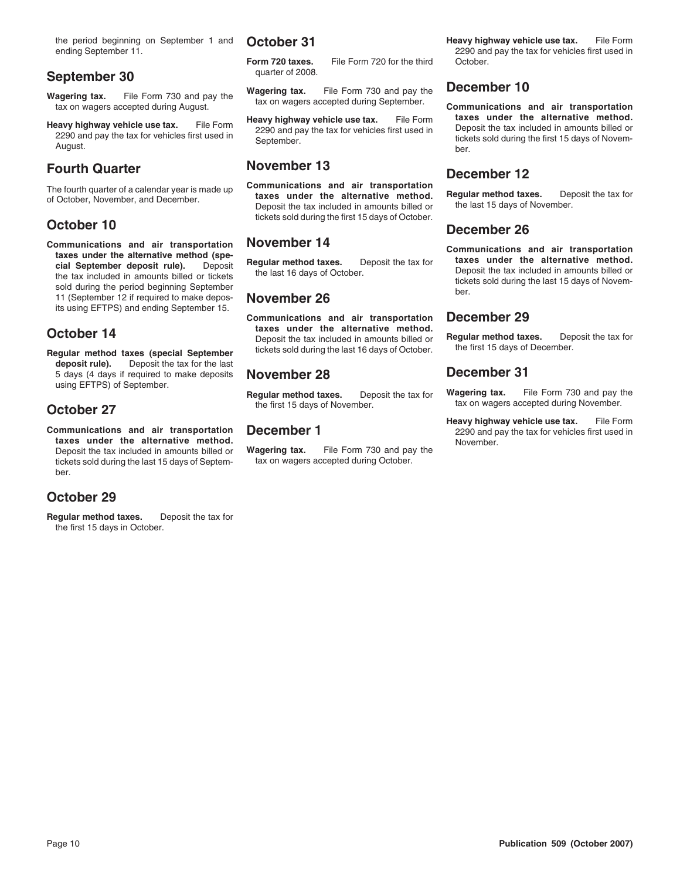the period beginning on September 1 and ending September 11.

## September 30

**Wagering tax.** File Form 730 and pay the tax on wagers accepted during August.

**Heavy highway vehicle use tax.** File Form 2290 and pay the tax for vehicles first used in August.

## Fourth Quarter

The fourth quarter of a calendar year is made up of October, November, and December.

## October 10

**Communications and air transportation taxes under the alternative method (special September deposit rule).** Deposit the tax included in amounts billed or tickets sold during the period beginning September 11 (September 12 if required to make deposits using EFTPS) and ending September 15.

## October 14

**Regular method taxes (special September deposit rule).** Deposit the tax for the last 5 days (4 days if required to make deposits using EFTPS) of September.

## October 27

**Communications and air transportation taxes under the alternative method.** Deposit the tax included in amounts billed or tickets sold during the last 15 days of September.

## October 29

**Regular method taxes.** Deposit the tax for the first 15 days in October.

## October 31

**Form 720 taxes.** File Form 720 for the third quarter of 2008.

**Wagering tax.** File Form 730 and pay the tax on wagers accepted during September.

**Heavy highway vehicle use tax.** File Form 2290 and pay the tax for vehicles first used in September.

## November 13

**Communications and air transportation taxes under the alternative method.** Deposit the tax included in amounts billed or tickets sold during the first 15 days of October.

## November 14

**Regular method taxes.** Deposit the tax for the last 16 days of October.

## November 26

**Communications and air transportation taxes under the alternative method.** Deposit the tax included in amounts billed or tickets sold during the last 16 days of October.

## November 28

**Regular method taxes.** Deposit the tax for the first 15 days of November.

## December 1

**Wagering tax.** File Form 730 and pay the tax on wagers accepted during October.

**Heavy highway vehicle use tax.** File Form 2290 and pay the tax for vehicles first used in October.

## December 10

**Communications and air transportation taxes under the alternative method.** Deposit the tax included in amounts billed or tickets sold during the first 15 days of November.

## December 12

**Regular method taxes.** Deposit the tax for the last 15 days of November.

## December 26

**Communications and air transportation taxes under the alternative method.** Deposit the tax included in amounts billed or tickets sold during the last 15 days of November.

## December 29

**Regular method taxes.** Deposit the tax for the first 15 days of December.

## December 31

**Wagering tax.** File Form 730 and pay the tax on wagers accepted during November.

**Heavy highway vehicle use tax.** File Form 2290 and pay the tax for vehicles first used in November.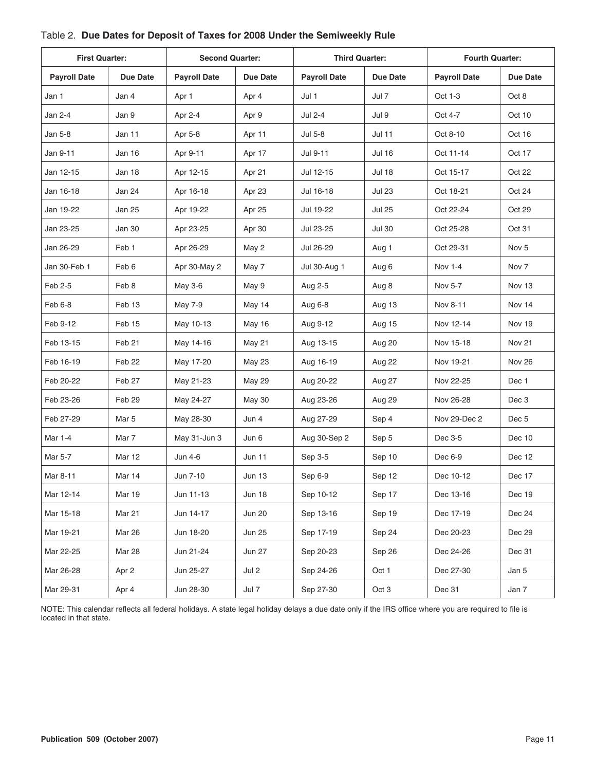Table 2. **Due Dates for Deposit of Taxes for 2008 Under the Semiweekly Rule**

| First Quarter: | | Second Quarter: | | Third Quarter: | | Fourth Quarter: | |
|---|---|---|---|---|---|---|---|
| **Payroll Date** | **Due Date** | **Payroll Date** | **Due Date** | **Payroll Date** | **Due Date** | **Payroll Date** | **Due Date** |
| Jan 1 | Jan 4 | Apr 1 | Apr 4 | Jul 1 | Jul 7 | Oct 1-3 | Oct 8 |
| Jan 2-4 | Jan 9 | Apr 2-4 | Apr 9 | Jul 2-4 | Jul 9 | Oct 4-7 | Oct 10 |
| Jan 5-8 | Jan 11 | Apr 5-8 | Apr 11 | Jul 5-8 | Jul 11 | Oct 8-10 | Oct 16 |
| Jan 9-11 | Jan 16 | Apr 9-11 | Apr 17 | Jul 9-11 | Jul 16 | Oct 11-14 | Oct 17 |
| Jan 12-15 | Jan 18 | Apr 12-15 | Apr 21 | Jul 12-15 | Jul 18 | Oct 15-17 | Oct 22 |
| Jan 16-18 | Jan 24 | Apr 16-18 | Apr 23 | Jul 16-18 | Jul 23 | Oct 18-21 | Oct 24 |
| Jan 19-22 | Jan 25 | Apr 19-22 | Apr 25 | Jul 19-22 | Jul 25 | Oct 22-24 | Oct 29 |
| Jan 23-25 | Jan 30 | Apr 23-25 | Apr 30 | Jul 23-25 | Jul 30 | Oct 25-28 | Oct 31 |
| Jan 26-29 | Feb 1 | Apr 26-29 | May 2 | Jul 26-29 | Aug 1 | Oct 29-31 | Nov 5 |
| Jan 30-Feb 1 | Feb 6 | Apr 30-May 2 | May 7 | Jul 30-Aug 1 | Aug 6 | Nov 1-4 | Nov 7 |
| Feb 2-5 | Feb 8 | May 3-6 | May 9 | Aug 2-5 | Aug 8 | Nov 5-7 | Nov 13 |
| Feb 6-8 | Feb 13 | May 7-9 | May 14 | Aug 6-8 | Aug 13 | Nov 8-11 | Nov 14 |
| Feb 9-12 | Feb 15 | May 10-13 | May 16 | Aug 9-12 | Aug 15 | Nov 12-14 | Nov 19 |
| Feb 13-15 | Feb 21 | May 14-16 | May 21 | Aug 13-15 | Aug 20 | Nov 15-18 | Nov 21 |
| Feb 16-19 | Feb 22 | May 17-20 | May 23 | Aug 16-19 | Aug 22 | Nov 19-21 | Nov 26 |
| Feb 20-22 | Feb 27 | May 21-23 | May 29 | Aug 20-22 | Aug 27 | Nov 22-25 | Dec 1 |
| Feb 23-26 | Feb 29 | May 24-27 | May 30 | Aug 23-26 | Aug 29 | Nov 26-28 | Dec 3 |
| Feb 27-29 | Mar 5 | May 28-30 | Jun 4 | Aug 27-29 | Sep 4 | Nov 29-Dec 2 | Dec 5 |
| Mar 1-4 | Mar 7 | May 31-Jun 3 | Jun 6 | Aug 30-Sep 2 | Sep 5 | Dec 3-5 | Dec 10 |
| Mar 5-7 | Mar 12 | Jun 4-6 | Jun 11 | Sep 3-5 | Sep 10 | Dec 6-9 | Dec 12 |
| Mar 8-11 | Mar 14 | Jun 7-10 | Jun 13 | Sep 6-9 | Sep 12 | Dec 10-12 | Dec 17 |
| Mar 12-14 | Mar 19 | Jun 11-13 | Jun 18 | Sep 10-12 | Sep 17 | Dec 13-16 | Dec 19 |
| Mar 15-18 | Mar 21 | Jun 14-17 | Jun 20 | Sep 13-16 | Sep 19 | Dec 17-19 | Dec 24 |
| Mar 19-21 | Mar 26 | Jun 18-20 | Jun 25 | Sep 17-19 | Sep 24 | Dec 20-23 | Dec 29 |
| Mar 22-25 | Mar 28 | Jun 21-24 | Jun 27 | Sep 20-23 | Sep 26 | Dec 24-26 | Dec 31 |
| Mar 26-28 | Apr 2 | Jun 25-27 | Jul 2 | Sep 24-26 | Oct 1 | Dec 27-30 | Jan 5 |
| Mar 29-31 | Apr 4 | Jun 28-30 | Jul 7 | Sep 27-30 | Oct 3 | Dec 31 | Jan 7 |

NOTE: This calendar reflects all federal holidays. A state legal holiday delays a due date only if the IRS office where you are required to file is located in that state.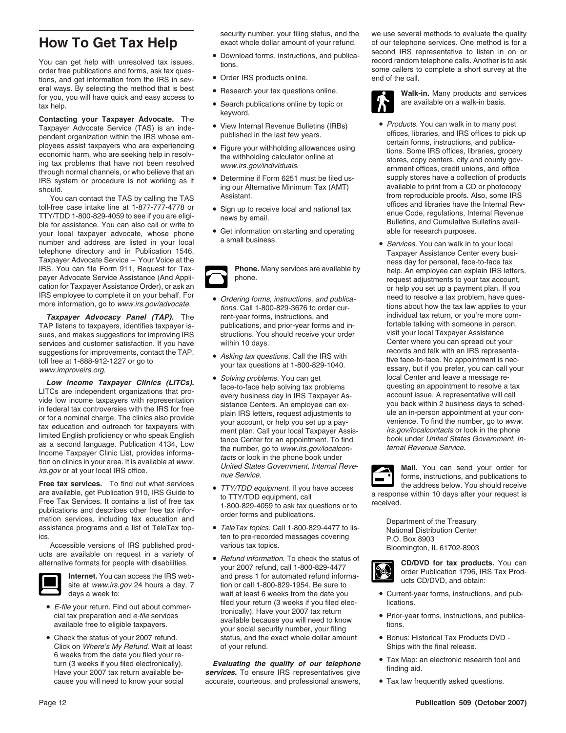# How To Get Tax Help

You can get help with unresolved tax issues, order free publications and forms, ask tax questions, and get information from the IRS in several ways. By selecting the method that is best for you, you will have quick and easy access to tax help.

**Contacting your Taxpayer Advocate.** The Taxpayer Advocate Service (TAS) is an independent organization within the IRS whose employees assist taxpayers who are experiencing economic harm, who are seeking help in resolving tax problems that have not been resolved through normal channels, or who believe that an IRS system or procedure is not working as it should.

You can contact the TAS by calling the TAS toll-free case intake line at 1-877-777-4778 or TTY/TDD 1-800-829-4059 to see if you are eligible for assistance. You can also call or write to your local taxpayer advocate, whose phone number and address are listed in your local telephone directory and in Publication 1546, Taxpayer Advocate Service – Your Voice at the IRS. You can file Form 911, Request for Taxpayer Advocate Service Assistance (And Application for Taxpayer Assistance Order), or ask an IRS employee to complete it on your behalf. For more information, go to *www.irs.gov/advocate*.

***Taxpayer Advocacy Panel (TAP).*** The TAP listens to taxpayers, identifies taxpayer issues, and makes suggestions for improving IRS services and customer satisfaction. If you have suggestions for improvements, contact the TAP, toll free at 1-888-912-1227 or go to *www.improveirs.org*.

***Low Income Taxpayer Clinics (LITCs).*** LITCs are independent organizations that provide low income taxpayers with representation in federal tax controversies with the IRS for free or for a nominal charge. The clinics also provide tax education and outreach for taxpayers with limited English proficiency or who speak English as a second language. Publication 4134, Low Income Taxpayer Clinic List, provides information on clinics in your area. It is available at *www.irs.gov* or at your local IRS office.

**Free tax services.** To find out what services are available, get Publication 910, IRS Guide to Free Tax Services. It contains a list of free tax publications and describes other free tax information services, including tax education and assistance programs and a list of TeleTax topics.

Accessible versions of IRS published products are available on request in a variety of alternative formats for people with disabilities.

**Internet.** You can access the IRS website at *www.irs.gov* 24 hours a day, 7 days a week to:

- *E-file* your return. Find out about commercial tax preparation and *e-file* services available free to eligible taxpayers.
- Check the status of your 2007 refund. Click on *Where's My Refund*. Wait at least 6 weeks from the date you filed your return (3 weeks if you filed electronically). Have your 2007 tax return available because you will need to know your social security number, your filing status, and the exact whole dollar amount of your refund.
- Download forms, instructions, and publications.
- Order IRS products online.
- Research your tax questions online.
- Search publications online by topic or keyword.
- View Internal Revenue Bulletins (IRBs) published in the last few years.
- Figure your withholding allowances using the withholding calculator online at *www.irs.gov/individuals*.
- Determine if Form 6251 must be filed using our Alternative Minimum Tax (AMT) Assistant.
- Sign up to receive local and national tax news by email.
- Get information on starting and operating a small business.

**Phone.** Many services are available by phone.

- *Ordering forms, instructions, and publications.* Call 1-800-829-3676 to order current-year forms, instructions, and publications, and prior-year forms and instructions. You should receive your order within 10 days.
- *Asking tax questions.* Call the IRS with your tax questions at 1-800-829-1040.
- *Solving problems.* You can get face-to-face help solving tax problems every business day in IRS Taxpayer Assistance Centers. An employee can explain IRS letters, request adjustments to your account, or help you set up a payment plan. Call your local Taxpayer Assistance Center for an appointment. To find the number, go to *www.irs.gov/localcontacts* or look in the phone book under *United States Government, Internal Revenue Service.*
- *TTY/TDD equipment.* If you have access to TTY/TDD equipment, call 1-800-829-4059 to ask tax questions or to order forms and publications.
- *TeleTax topics.* Call 1-800-829-4477 to listen to pre-recorded messages covering various tax topics.
- *Refund information.* To check the status of your 2007 refund, call 1-800-829-4477 and press 1 for automated refund information or call 1-800-829-1954. Be sure to wait at least 6 weeks from the date you filed your return (3 weeks if you filed electronically). Have your 2007 tax return available because you will need to know your social security number, your filing status, and the exact whole dollar amount of your refund.

***Evaluating the quality of our telephone services.*** To ensure IRS representatives give accurate, courteous, and professional answers, we use several methods to evaluate the quality of our telephone services. One method is for a second IRS representative to listen in on or record random telephone calls. Another is to ask some callers to complete a short survey at the end of the call.

**Walk-in.** Many products and services are available on a walk-in basis.

- *Products.* You can walk in to many post offices, libraries, and IRS offices to pick up certain forms, instructions, and publications. Some IRS offices, libraries, grocery stores, copy centers, city and county government offices, credit unions, and office supply stores have a collection of products available to print from a CD or photocopy from reproducible proofs. Also, some IRS offices and libraries have the Internal Revenue Code, regulations, Internal Revenue Bulletins, and Cumulative Bulletins available for research purposes.
- *Services.* You can walk in to your local Taxpayer Assistance Center every business day for personal, face-to-face tax help. An employee can explain IRS letters, request adjustments to your tax account, or help you set up a payment plan. If you need to resolve a tax problem, have questions about how the tax law applies to your individual tax return, or you're more comfortable talking with someone in person, visit your local Taxpayer Assistance Center where you can spread out your records and talk with an IRS representative face-to-face. No appointment is necessary, but if you prefer, you can call your local Center and leave a message requesting an appointment to resolve a tax account issue. A representative will call you back within 2 business days to schedule an in-person appointment at your convenience. To find the number, go to *www.irs.gov/localcontacts* or look in the phone book under *United States Government, Internal Revenue Service.*

**Mail.** You can send your order for forms, instructions, and publications to the address below. You should receive a response within 10 days after your request is received.

Department of the Treasury
National Distribution Center
P.O. Box 8903
Bloomington, IL 61702-8903

**CD/DVD for tax products.** You can order Publication 1796, IRS Tax Products CD/DVD, and obtain:

- Current-year forms, instructions, and publications.
- Prior-year forms, instructions, and publications.
- Bonus: Historical Tax Products DVD - Ships with the final release.
- Tax Map: an electronic research tool and finding aid.
- Tax law frequently asked questions.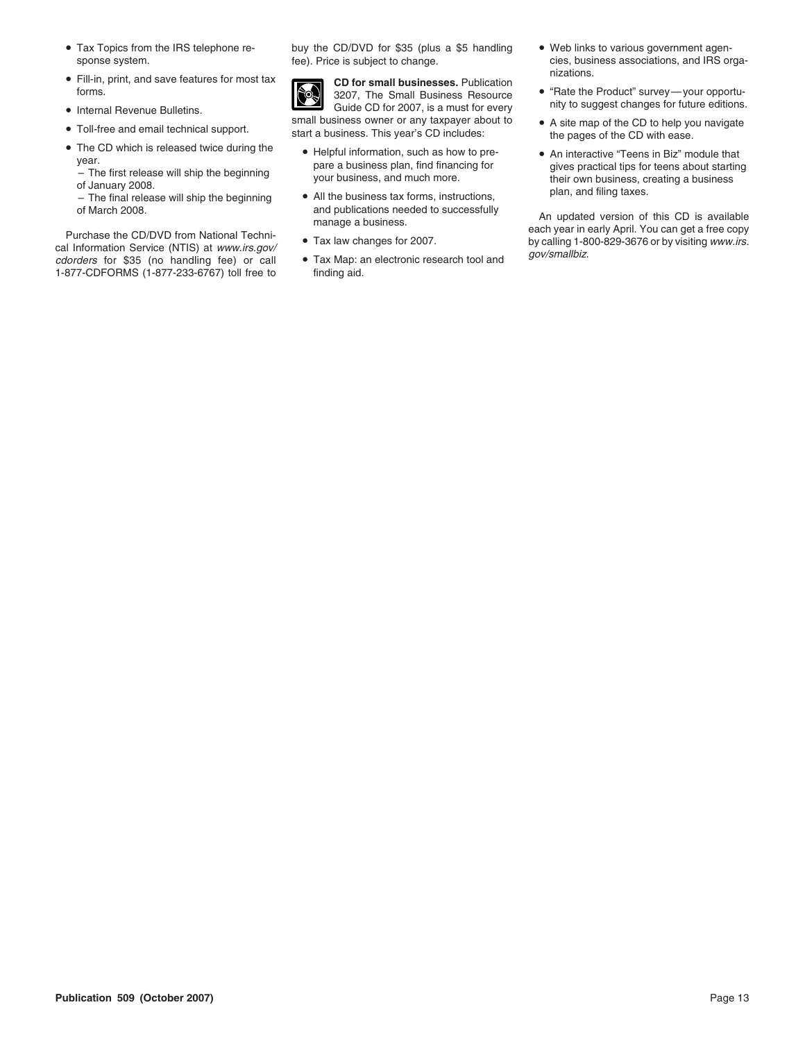- Tax Topics from the IRS telephone response system.
- Fill-in, print, and save features for most tax forms.
- Internal Revenue Bulletins.
- Toll-free and email technical support.
- The CD which is released twice during the year.
  – The first release will ship the beginning of January 2008.
  – The final release will ship the beginning of March 2008.

Purchase the CD/DVD from National Technical Information Service (NTIS) at *www.irs.gov/cdorders* for $35 (no handling fee) or call 1-877-CDFORMS (1-877-233-6767) toll free to buy the CD/DVD for $35 (plus a $5 handling fee). Price is subject to change.

**CD for small businesses.** Publication 3207, The Small Business Resource Guide CD for 2007, is a must for every small business owner or any taxpayer about to start a business. This year's CD includes:

- Helpful information, such as how to prepare a business plan, find financing for your business, and much more.
- All the business tax forms, instructions, and publications needed to successfully manage a business.
- Tax law changes for 2007.
- Tax Map: an electronic research tool and finding aid.
- Web links to various government agencies, business associations, and IRS organizations.
- "Rate the Product" survey—your opportunity to suggest changes for future editions.
- A site map of the CD to help you navigate the pages of the CD with ease.
- An interactive "Teens in Biz" module that gives practical tips for teens about starting their own business, creating a business plan, and filing taxes.

An updated version of this CD is available each year in early April. You can get a free copy by calling 1-800-829-3676 or by visiting *www.irs.gov/smallbiz*.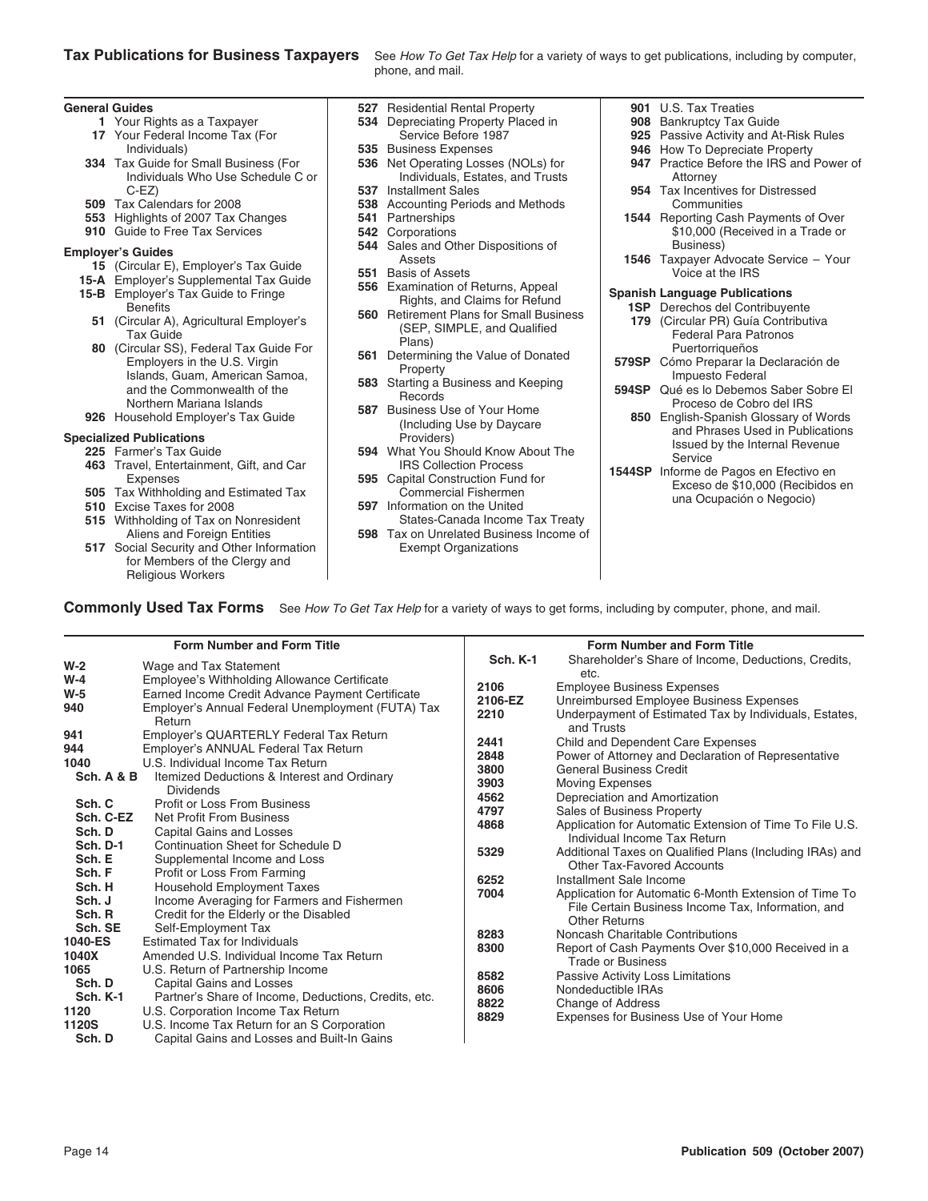## Tax Publications for Business Taxpayers

See *How To Get Tax Help* for a variety of ways to get publications, including by computer, phone, and mail.

**General Guides**

- **1** Your Rights as a Taxpayer
- **17** Your Federal Income Tax (For Individuals)
- **334** Tax Guide for Small Business (For Individuals Who Use Schedule C or C-EZ)
- **509** Tax Calendars for 2008
- **553** Highlights of 2007 Tax Changes
- **910** Guide to Free Tax Services

**Employer's Guides**

- **15** (Circular E), Employer's Tax Guide
- **15-A** Employer's Supplemental Tax Guide
- **15-B** Employer's Tax Guide to Fringe Benefits
- **51** (Circular A), Agricultural Employer's Tax Guide
- **80** (Circular SS), Federal Tax Guide For Employers in the U.S. Virgin Islands, Guam, American Samoa, and the Commonwealth of the Northern Mariana Islands
- **926** Household Employer's Tax Guide

**Specialized Publications**

- **225** Farmer's Tax Guide
- **463** Travel, Entertainment, Gift, and Car Expenses
- **505** Tax Withholding and Estimated Tax
- **510** Excise Taxes for 2008
- **515** Withholding of Tax on Nonresident Aliens and Foreign Entities
- **517** Social Security and Other Information for Members of the Clergy and Religious Workers
- **527** Residential Rental Property
- **534** Depreciating Property Placed in Service Before 1987
- **535** Business Expenses
- **536** Net Operating Losses (NOLs) for Individuals, Estates, and Trusts
- **537** Installment Sales
- **538** Accounting Periods and Methods
- **541** Partnerships
- **542** Corporations
- **544** Sales and Other Dispositions of Assets
- **551** Basis of Assets
- **556** Examination of Returns, Appeal Rights, and Claims for Refund
- **560** Retirement Plans for Small Business (SEP, SIMPLE, and Qualified Plans)
- **561** Determining the Value of Donated Property
- **583** Starting a Business and Keeping Records
- **587** Business Use of Your Home (Including Use by Daycare Providers)
- **594** What You Should Know About The IRS Collection Process
- **595** Capital Construction Fund for Commercial Fishermen
- **597** Information on the United States-Canada Income Tax Treaty
- **598** Tax on Unrelated Business Income of Exempt Organizations
- **901** U.S. Tax Treaties
- **908** Bankruptcy Tax Guide
- **925** Passive Activity and At-Risk Rules
- **946** How To Depreciate Property
- **947** Practice Before the IRS and Power of Attorney
- **954** Tax Incentives for Distressed Communities
- **1544** Reporting Cash Payments of Over $10,000 (Received in a Trade or Business)
- **1546** Taxpayer Advocate Service – Your Voice at the IRS

**Spanish Language Publications**

- **1SP** Derechos del Contribuyente
- **179** (Circular PR) Guía Contributiva Federal Para Patronos Puertorriqueños
- **579SP** Cómo Preparar la Declaración de Impuesto Federal
- **594SP** Qué es lo Debemos Saber Sobre El Proceso de Cobro del IRS
- **850** English-Spanish Glossary of Words and Phrases Used in Publications Issued by the Internal Revenue Service
- **1544SP** Informe de Pagos en Efectivo en Exceso de $10,000 (Recibidos en una Ocupación o Negocio)

## Commonly Used Tax Forms

See *How To Get Tax Help* for a variety of ways to get forms, including by computer, phone, and mail.

| Form Number | Form Title |
|---|---|
| **W-2** | Wage and Tax Statement |
| **W-4** | Employee's Withholding Allowance Certificate |
| **W-5** | Earned Income Credit Advance Payment Certificate |
| **940** | Employer's Annual Federal Unemployment (FUTA) Tax Return |
| **941** | Employer's QUARTERLY Federal Tax Return |
| **944** | Employer's ANNUAL Federal Tax Return |
| **1040** | U.S. Individual Income Tax Return |
| **Sch. A & B** | Itemized Deductions & Interest and Ordinary Dividends |
| **Sch. C** | Profit or Loss From Business |
| **Sch. C-EZ** | Net Profit From Business |
| **Sch. D** | Capital Gains and Losses |
| **Sch. D-1** | Continuation Sheet for Schedule D |
| **Sch. E** | Supplemental Income and Loss |
| **Sch. F** | Profit or Loss From Farming |
| **Sch. H** | Household Employment Taxes |
| **Sch. J** | Income Averaging for Farmers and Fishermen |
| **Sch. R** | Credit for the Elderly or the Disabled |
| **Sch. SE** | Self-Employment Tax |
| **1040-ES** | Estimated Tax for Individuals |
| **1040X** | Amended U.S. Individual Income Tax Return |
| **1065** | U.S. Return of Partnership Income |
| **Sch. D** | Capital Gains and Losses |
| **Sch. K-1** | Partner's Share of Income, Deductions, Credits, etc. |
| **1120** | U.S. Corporation Income Tax Return |
| **1120S** | U.S. Income Tax Return for an S Corporation |
| **Sch. D** | Capital Gains and Losses and Built-In Gains |
| **Sch. K-1** | Shareholder's Share of Income, Deductions, Credits, etc. |
| **2106** | Employee Business Expenses |
| **2106-EZ** | Unreimbursed Employee Business Expenses |
| **2210** | Underpayment of Estimated Tax by Individuals, Estates, and Trusts |
| **2441** | Child and Dependent Care Expenses |
| **2848** | Power of Attorney and Declaration of Representative |
| **3800** | General Business Credit |
| **3903** | Moving Expenses |
| **4562** | Depreciation and Amortization |
| **4797** | Sales of Business Property |
| **4868** | Application for Automatic Extension of Time To File U.S. Individual Income Tax Return |
| **5329** | Additional Taxes on Qualified Plans (Including IRAs) and Other Tax-Favored Accounts |
| **6252** | Installment Sale Income |
| **7004** | Application for Automatic 6-Month Extension of Time To File Certain Business Income Tax, Information, and Other Returns |
| **8283** | Noncash Charitable Contributions |
| **8300** | Report of Cash Payments Over $10,000 Received in a Trade or Business |
| **8582** | Passive Activity Loss Limitations |
| **8606** | Nondeductible IRAs |
| **8822** | Change of Address |
| **8829** | Expenses for Business Use of Your Home |